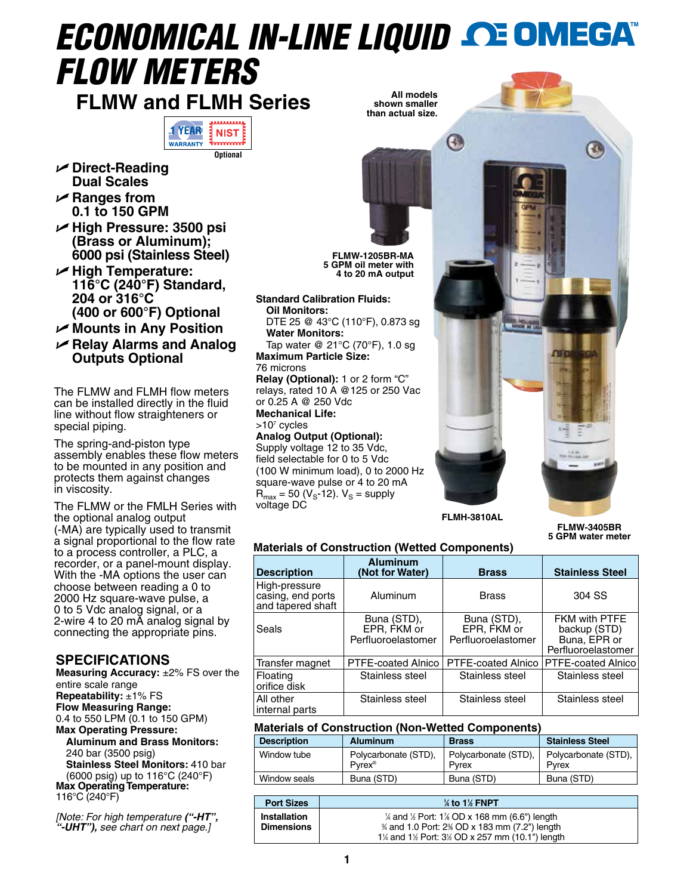# ECONOMICAL IN-LINE LIQUID FLOW METERS

## FLMW and FLMH Series

1 YEAR WARRANTY | NIST Optional

- **Direct-Reading Dual Scales**
- **Ranges from 0.1 to 150 GPM**
- **High Pressure: 3500 psi (Brass or Aluminum); 6000 psi (Stainless Steel)**
- **High Temperature: 116°C (240°F) Standard, 204 or 316°C (400 or 600°F) Optional**
- **Mounts in Any Position**
- **Relay Alarms and Analog Outputs Optional**

All models shown smaller than actual size.

FLMW-1205BR-MA 5 GPM oil meter with 4 to 20 mA output

FLMH-3810AL

FLMW-3405BR 5 GPM water meter

The FLMW and FLMH flow meters can be installed directly in the fluid line without flow straighteners or special piping.

The spring-and-piston type assembly enables these flow meters to be mounted in any position and protects them against changes in viscosity.

The FLMW or the FMLH Series with the optional analog output (-MA) are typically used to transmit a signal proportional to the flow rate to a process controller, a PLC, a recorder, or a panel-mount display. With the -MA options the user can choose between reading a 0 to 2000 Hz square-wave pulse, a 0 to 5 Vdc analog signal, or a 2-wire 4 to 20 mA analog signal by connecting the appropriate pins.

## SPECIFICATIONS

**Measuring Accuracy:** ±2% FS over the entire scale range
**Repeatability:** ±1% FS
**Flow Measuring Range:**
0.4 to 550 LPM (0.1 to 150 GPM)
**Max Operating Pressure:**
**Aluminum and Brass Monitors:**
240 bar (3500 psig)
**Stainless Steel Monitors:** 410 bar (6000 psig) up to 116°C (240°F)
**Max Operating Temperature:**
116°C (240°F)

*[Note: For high temperature **("-HT", "-UHT")**, see chart on next page.]*

**Standard Calibration Fluids:**
**Oil Monitors:**
DTE 25 @ 43°C (110°F), 0.873 sg
**Water Monitors:**
Tap water @ 21°C (70°F), 1.0 sg
**Maximum Particle Size:**
76 microns
**Relay (Optional):** 1 or 2 form "C" relays, rated 10 A @125 or 250 Vac or 0.25 A @ 250 Vdc
**Mechanical Life:**
$>10^7$ cycles
**Analog Output (Optional):**
Supply voltage 12 to 35 Vdc, field selectable for 0 to 5 Vdc (100 W minimum load), 0 to 2000 Hz square-wave pulse or 4 to 20 mA $R_{max} = 50\ (V_S\text{-}12)$. $V_S$ = supply voltage DC

### Materials of Construction (Wetted Components)

| Description | Aluminum (Not for Water) | Brass | Stainless Steel |
|---|---|---|---|
| High-pressure casing, end ports and tapered shaft | Aluminum | Brass | 304 SS |
| Seals | Buna (STD), EPR, FKM or Perfluoroelastomer | Buna (STD), EPR, FKM or Perfluoroelastomer | FKM with PTFE backup (STD) Buna, EPR or Perfluoroelastomer |
| Transfer magnet | PTFE-coated Alnico | PTFE-coated Alnico | PTFE-coated Alnico |
| Floating orifice disk | Stainless steel | Stainless steel | Stainless steel |
| All other internal parts | Stainless steel | Stainless steel | Stainless steel |

### Materials of Construction (Non-Wetted Components)

| Description | Aluminum | Brass | Stainless Steel |
|---|---|---|---|
| Window tube | Polycarbonate (STD), Pyrex® | Polycarbonate (STD), Pyrex | Polycarbonate (STD), Pyrex |
| Window seals | Buna (STD) | Buna (STD) | Buna (STD) |

| Port Sizes | ¼ to 1½ FNPT |
|---|---|
| Installation Dimensions | ¼ and ½ Port: 1⅞ OD x 168 mm (6.6") length<br>¾ and 1.0 Port: 2⅜ OD x 183 mm (7.2") length<br>1¼ and 1½ Port: 3½ OD x 257 mm (10.1") length |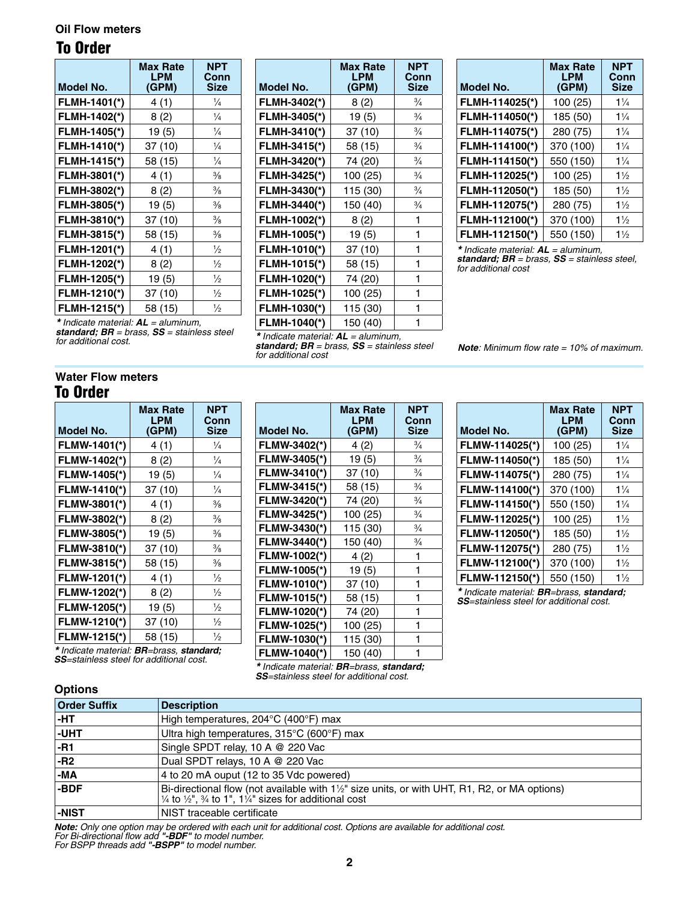### Oil Flow meters

## To Order

| Model No. | Max Rate LPM (GPM) | NPT Conn Size |
|---|---|---|
| **FLMH-1401(*)** | 4 (1) | ¼ |
| **FLMH-1402(*)** | 8 (2) | ¼ |
| **FLMH-1405(*)** | 19 (5) | ¼ |
| **FLMH-1410(*)** | 37 (10) | ¼ |
| **FLMH-1415(*)** | 58 (15) | ¼ |
| **FLMH-3801(*)** | 4 (1) | ⅜ |
| **FLMH-3802(*)** | 8 (2) | ⅜ |
| **FLMH-3805(*)** | 19 (5) | ⅜ |
| **FLMH-3810(*)** | 37 (10) | ⅜ |
| **FLMH-3815(*)** | 58 (15) | ⅜ |
| **FLMH-1201(*)** | 4 (1) | ½ |
| **FLMH-1202(*)** | 8 (2) | ½ |
| **FLMH-1205(*)** | 19 (5) | ½ |
| **FLMH-1210(*)** | 37 (10) | ½ |
| **FLMH-1215(*)** | 58 (15) | ½ |

*\* Indicate material: **AL** = aluminum, **standard; BR** = brass, **SS** = stainless steel for additional cost.*

| Model No. | Max Rate LPM (GPM) | NPT Conn Size |
|---|---|---|
| **FLMH-3402(*)** | 8 (2) | ¾ |
| **FLMH-3405(*)** | 19 (5) | ¾ |
| **FLMH-3410(*)** | 37 (10) | ¾ |
| **FLMH-3415(*)** | 58 (15) | ¾ |
| **FLMH-3420(*)** | 74 (20) | ¾ |
| **FLMH-3425(*)** | 100 (25) | ¾ |
| **FLMH-3430(*)** | 115 (30) | ¾ |
| **FLMH-3440(*)** | 150 (40) | ¾ |
| **FLMH-1002(*)** | 8 (2) | 1 |
| **FLMH-1005(*)** | 19 (5) | 1 |
| **FLMH-1010(*)** | 37 (10) | 1 |
| **FLMH-1015(*)** | 58 (15) | 1 |
| **FLMH-1020(*)** | 74 (20) | 1 |
| **FLMH-1025(*)** | 100 (25) | 1 |
| **FLMH-1030(*)** | 115 (30) | 1 |
| **FLMH-1040(*)** | 150 (40) | 1 |

*\* Indicate material: **AL** = aluminum, **standard; BR** = brass, **SS** = stainless steel for additional cost*

| Model No. | Max Rate LPM (GPM) | NPT Conn Size |
|---|---|---|
| **FLMH-114025(*)** | 100 (25) | 1¼ |
| **FLMH-114050(*)** | 185 (50) | 1¼ |
| **FLMH-114075(*)** | 280 (75) | 1¼ |
| **FLMH-114100(*)** | 370 (100) | 1¼ |
| **FLMH-114150(*)** | 550 (150) | 1¼ |
| **FLMH-112025(*)** | 100 (25) | 1½ |
| **FLMH-112050(*)** | 185 (50) | 1½ |
| **FLMH-112075(*)** | 280 (75) | 1½ |
| **FLMH-112100(*)** | 370 (100) | 1½ |
| **FLMH-112150(*)** | 550 (150) | 1½ |

*\* Indicate material: **AL** = aluminum, **standard; BR** = brass, **SS** = stainless steel, for additional cost*

***Note**: Minimum flow rate = 10% of maximum.*

### Water Flow meters

## To Order

| Model No. | Max Rate LPM (GPM) | NPT Conn Size |
|---|---|---|
| **FLMW-1401(*)** | 4 (1) | ¼ |
| **FLMW-1402(*)** | 8 (2) | ¼ |
| **FLMW-1405(*)** | 19 (5) | ¼ |
| **FLMW-1410(*)** | 37 (10) | ¼ |
| **FLMW-3801(*)** | 4 (1) | ⅜ |
| **FLMW-3802(*)** | 8 (2) | ⅜ |
| **FLMW-3805(*)** | 19 (5) | ⅜ |
| **FLMW-3810(*)** | 37 (10) | ⅜ |
| **FLMW-3815(*)** | 58 (15) | ⅜ |
| **FLMW-1201(*)** | 4 (1) | ½ |
| **FLMW-1202(*)** | 8 (2) | ½ |
| **FLMW-1205(*)** | 19 (5) | ½ |
| **FLMW-1210(*)** | 37 (10) | ½ |
| **FLMW-1215(*)** | 58 (15) | ½ |

*\* Indicate material: **BR**=brass, **standard; SS**=stainless steel for additional cost.*

| Model No. | Max Rate LPM (GPM) | NPT Conn Size |
|---|---|---|
| **FLMW-3402(*)** | 4 (2) | ¾ |
| **FLMW-3405(*)** | 19 (5) | ¾ |
| **FLMW-3410(*)** | 37 (10) | ¾ |
| **FLMW-3415(*)** | 58 (15) | ¾ |
| **FLMW-3420(*)** | 74 (20) | ¾ |
| **FLMW-3425(*)** | 100 (25) | ¾ |
| **FLMW-3430(*)** | 115 (30) | ¾ |
| **FLMW-3440(*)** | 150 (40) | ¾ |
| **FLMW-1002(*)** | 4 (2) | 1 |
| **FLMW-1005(*)** | 19 (5) | 1 |
| **FLMW-1010(*)** | 37 (10) | 1 |
| **FLMW-1015(*)** | 58 (15) | 1 |
| **FLMW-1020(*)** | 74 (20) | 1 |
| **FLMW-1025(*)** | 100 (25) | 1 |
| **FLMW-1030(*)** | 115 (30) | 1 |
| **FLMW-1040(*)** | 150 (40) | 1 |

*\* Indicate material: **BR**=brass, **standard; SS**=stainless steel for additional cost.*

| Model No. | Max Rate LPM (GPM) | NPT Conn Size |
|---|---|---|
| **FLMW-114025(*)** | 100 (25) | 1¼ |
| **FLMW-114050(*)** | 185 (50) | 1¼ |
| **FLMW-114075(*)** | 280 (75) | 1¼ |
| **FLMW-114100(*)** | 370 (100) | 1¼ |
| **FLMW-114150(*)** | 550 (150) | 1¼ |
| **FLMW-112025(*)** | 100 (25) | 1½ |
| **FLMW-112050(*)** | 185 (50) | 1½ |
| **FLMW-112075(*)** | 280 (75) | 1½ |
| **FLMW-112100(*)** | 370 (100) | 1½ |
| **FLMW-112150(*)** | 550 (150) | 1½ |

*\* Indicate material: **BR**=brass, **standard; SS**=stainless steel for additional cost.*

### Options

| Order Suffix | Description |
|---|---|
| **-HT** | High temperatures, 204°C (400°F) max |
| **-UHT** | Ultra high temperatures, 315°C (600°F) max |
| **-R1** | Single SPDT relay, 10 A @ 220 Vac |
| **-R2** | Dual SPDT relays, 10 A @ 220 Vac |
| **-MA** | 4 to 20 mA ouput (12 to 35 Vdc powered) |
| **-BDF** | Bi-directional flow (not available with 1½" size units, or with UHT, R1, R2, or MA options) ¼ to ½", ¾ to 1", 1¼" sizes for additional cost |
| **-NIST** | NIST traceable certificate |

***Note:** Only one option may be ordered with each unit for additional cost. Options are available for additional cost.*
*For Bi-directional flow add **"-BDF"** to model number.*
*For BSPP threads add **"-BSPP"** to model number.*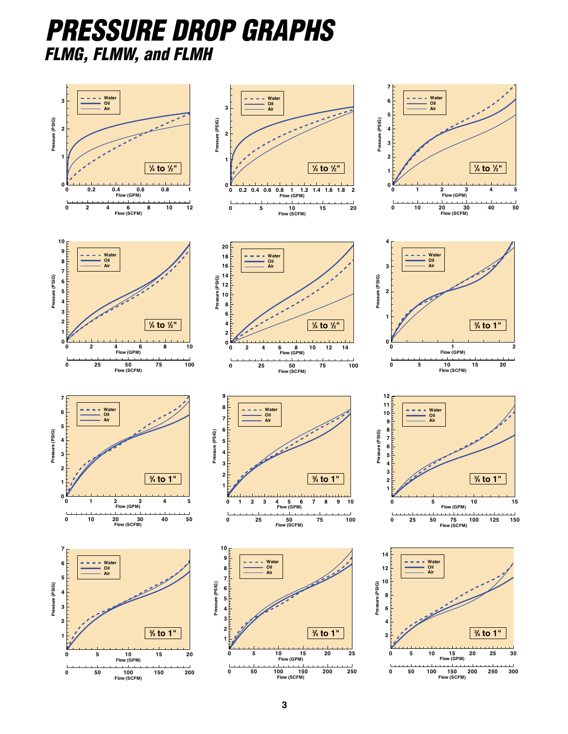# PRESSURE DROP GRAPHS

## FLMG, FLMW, and FLMH

Pressure (PSIG) vs. Flow (GPM) and Flow (SCFM) — Legend: Water, Oil, Air

¼ to ½"

¼ to ½"

¼ to ½"

¼ to ½"

¼ to ½"

¾ to 1"

¾ to 1"

¾ to 1"

¾ to 1"

¾ to 1"

¾ to 1"

¾ to 1"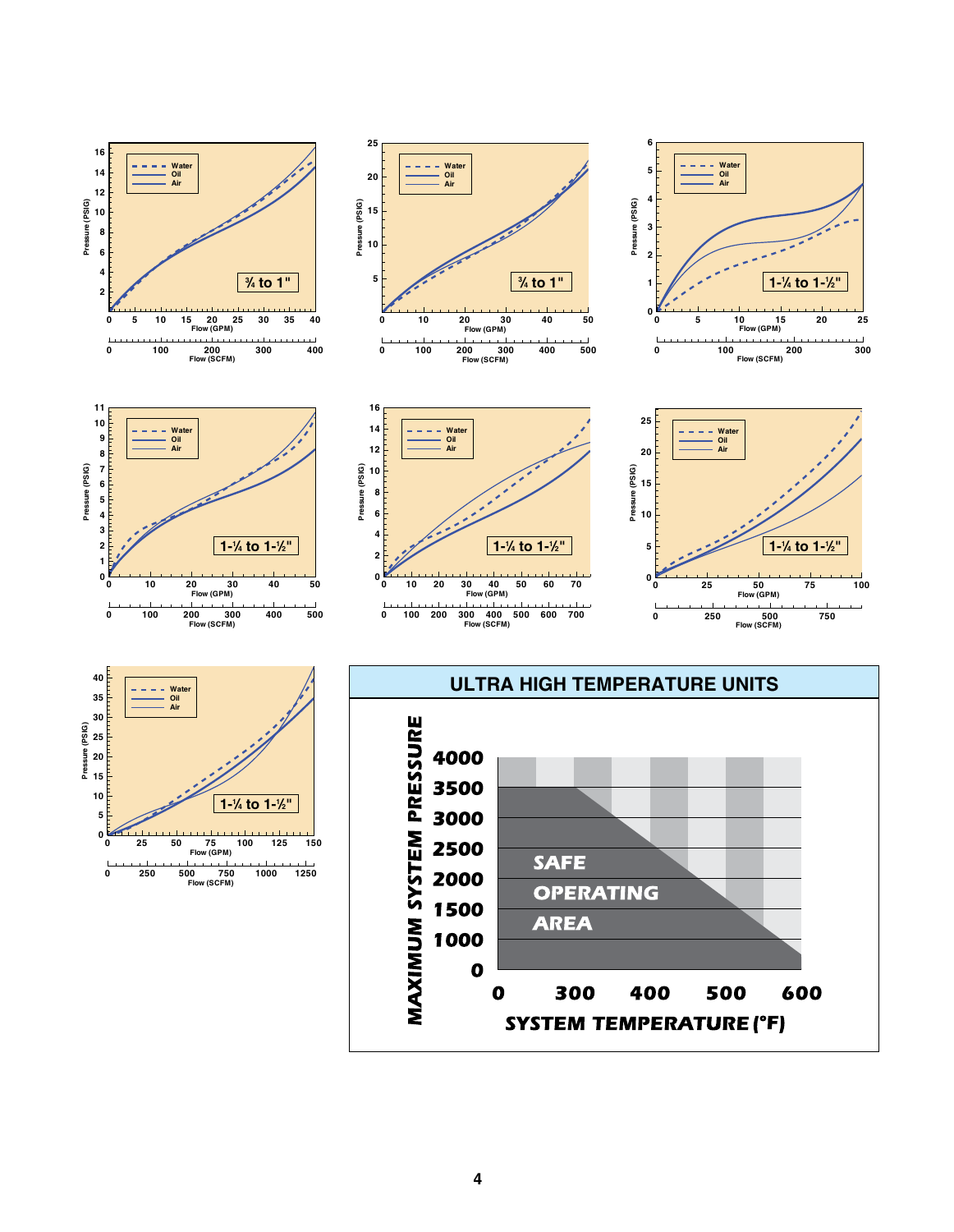Pressure (PSIG)
16
14
12
10
8
6
4
2
Water
Oil
Air
¾ to 1"
0 5 10 15 20 25 30 35 40
Flow (GPM)
0 100 200 300 400
Flow (SCFM)

Pressure (PSIG)
25
20
15
10
5
Water
Oil
Air
¾ to 1"
0 10 20 30 40 50
Flow (GPM)
0 100 200 300 400 500
Flow (SCFM)

Pressure (PSIG)
6
5
4
3
2
1
0
Water
Oil
Air
1-¼ to 1-½"
0 5 10 15 20 25
Flow (GPM)
0 100 200 300
Flow (SCFM)

Pressure (PSIG)
11
10
9
8
7
6
5
4
3
2
1
0
Water
Oil
Air
1-¼ to 1-½"
0 10 20 30 40 50
Flow (GPM)
0 100 200 300 400 500
Flow (SCFM)

Pressure (PSIG)
16
14
12
10
8
6
4
2
0
Water
Oil
Air
1-¼ to 1-½"
0 10 20 30 40 50 60 70
Flow (GPM)
0 100 200 300 400 500 600 700
Flow (SCFM)

Pressure (PSIG)
25
20
15
10
5
0
Water
Oil
Air
1-¼ to 1-½"
0 25 50 75 100
Flow (GPM)
0 250 500 750
Flow (SCFM)

Pressure (PSIG)
40
35
30
25
20
15
10
5
0
Water
Oil
Air
1-¼ to 1-½"
0 25 50 75 100 125 150
Flow (GPM)
0 250 500 750 1000 1250
Flow (SCFM)

## ULTRA HIGH TEMPERATURE UNITS

MAXIMUM SYSTEM PRESSURE
4000
3500
3000
2500
2000
1500
1000
0

SAFE
OPERATING
AREA

0 300 400 500 600
SYSTEM TEMPERATURE (°F)